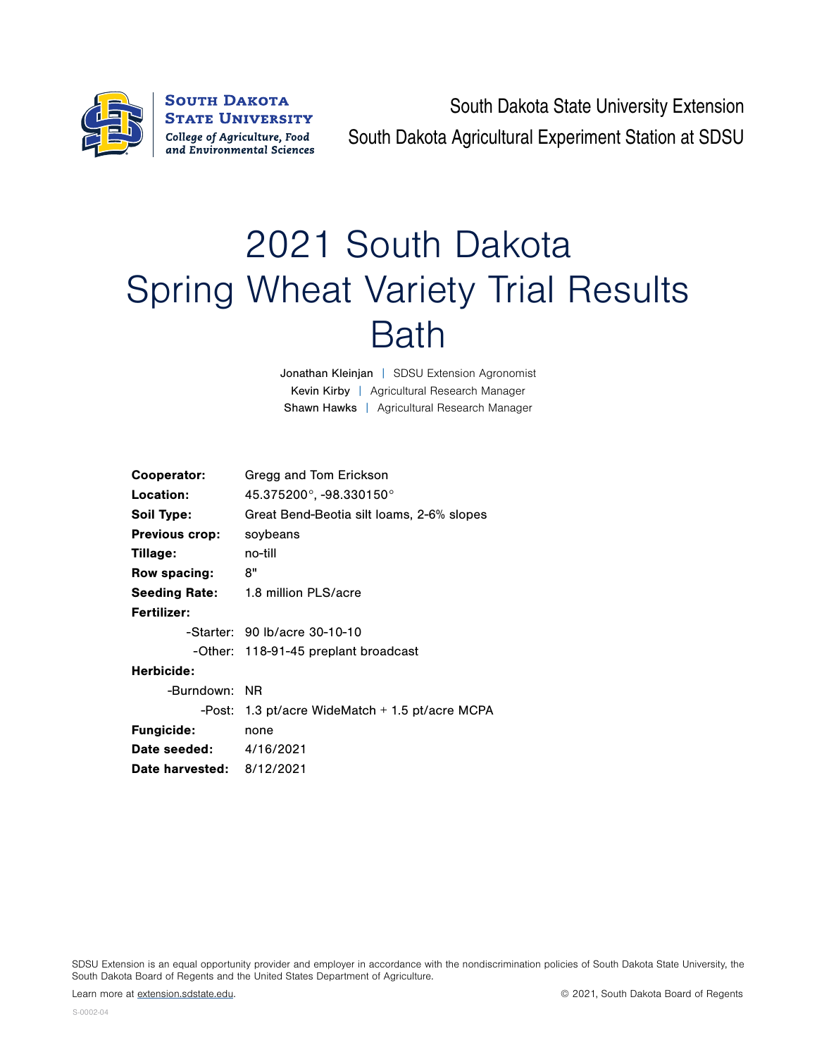South Dakota State University Extension

South Dakota Agricultural Experiment Station at SDSU

# 2021 South Dakota Spring Wheat Variety Trial Results Bath

Jonathan Kleinjan | SDSU Extension Agronomist

Kevin Kirby | Agricultural Research Manager

Shawn Hawks | Agricultural Research Manager

**Cooperator:** Gregg and Tom Erickson

**Location:** 45.375200°, -98.330150°

**Soil Type:** Great Bend-Beotia silt loams, 2-6% slopes

**Previous crop:** soybeans

**Tillage:** no-till

**Row spacing:** 8"

**Seeding Rate:** 1.8 million PLS/acre

**Fertilizer:**

- -Starter: 90 lb/acre 30-10-10
- -Other: 118-91-45 preplant broadcast

**Herbicide:**

- -Burndown: NR
- -Post: 1.3 pt/acre WideMatch + 1.5 pt/acre MCPA

**Fungicide:** none

**Date seeded:** 4/16/2021

**Date harvested:** 8/12/2021

SDSU Extension is an equal opportunity provider and employer in accordance with the nondiscrimination policies of South Dakota State University, the South Dakota Board of Regents and the United States Department of Agriculture.

Learn more at extension.sdstate.edu.

© 2021, South Dakota Board of Regents

S-0002-04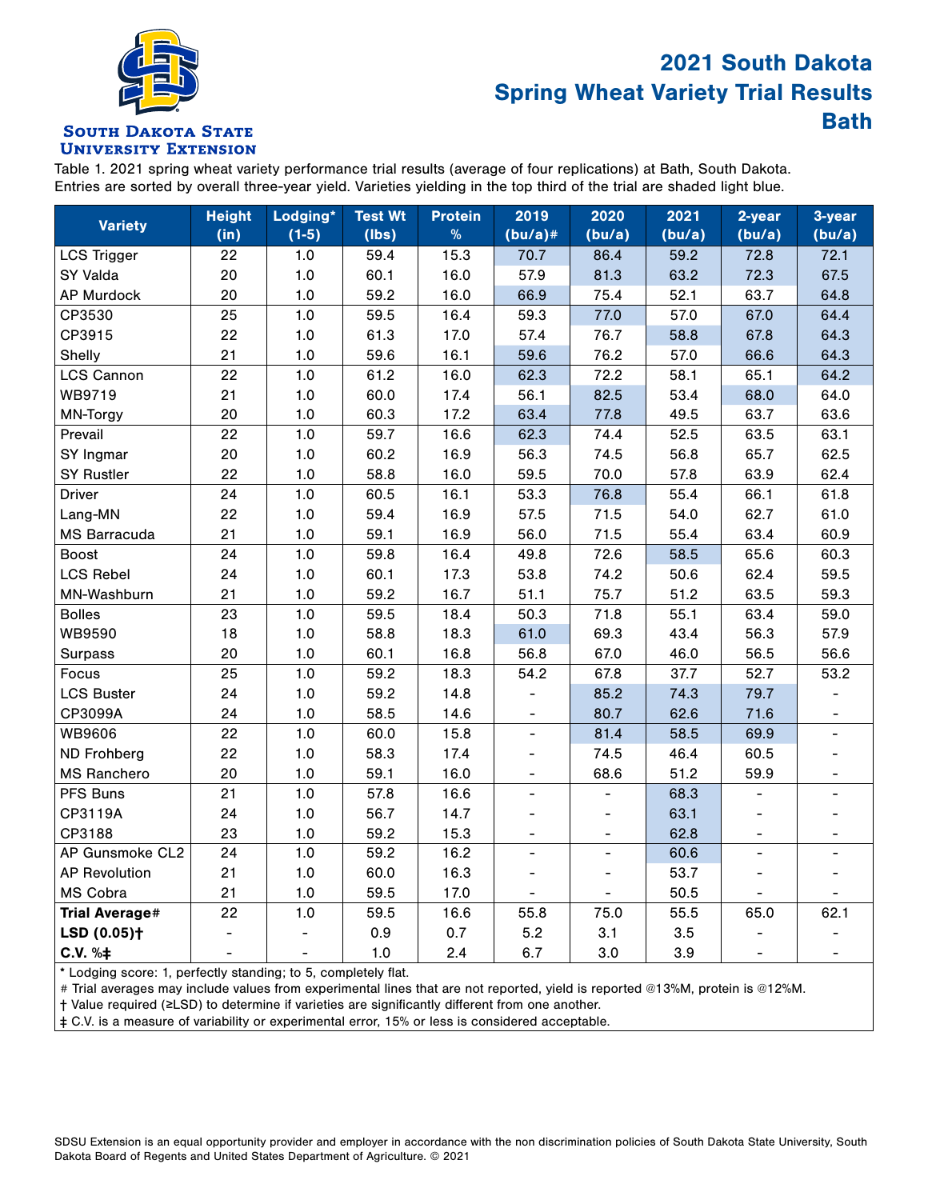South Dakota State University Extension

# 2021 South Dakota Spring Wheat Variety Trial Results Bath

Table 1. 2021 spring wheat variety performance trial results (average of four replications) at Bath, South Dakota. Entries are sorted by overall three-year yield. Varieties yielding in the top third of the trial are shaded light blue.

| Variety | Height (in) | Lodging* (1-5) | Test Wt (lbs) | Protein % | 2019 (bu/a)# | 2020 (bu/a) | 2021 (bu/a) | 2-year (bu/a) | 3-year (bu/a) |
|---|---|---|---|---|---|---|---|---|---|
| LCS Trigger | 22 | 1.0 | 59.4 | 15.3 | 70.7 | 86.4 | 59.2 | 72.8 | 72.1 |
| SY Valda | 20 | 1.0 | 60.1 | 16.0 | 57.9 | 81.3 | 63.2 | 72.3 | 67.5 |
| AP Murdock | 20 | 1.0 | 59.2 | 16.0 | 66.9 | 75.4 | 52.1 | 63.7 | 64.8 |
| CP3530 | 25 | 1.0 | 59.5 | 16.4 | 59.3 | 77.0 | 57.0 | 67.0 | 64.4 |
| CP3915 | 22 | 1.0 | 61.3 | 17.0 | 57.4 | 76.7 | 58.8 | 67.8 | 64.3 |
| Shelly | 21 | 1.0 | 59.6 | 16.1 | 59.6 | 76.2 | 57.0 | 66.6 | 64.3 |
| LCS Cannon | 22 | 1.0 | 61.2 | 16.0 | 62.3 | 72.2 | 58.1 | 65.1 | 64.2 |
| WB9719 | 21 | 1.0 | 60.0 | 17.4 | 56.1 | 82.5 | 53.4 | 68.0 | 64.0 |
| MN-Torgy | 20 | 1.0 | 60.3 | 17.2 | 63.4 | 77.8 | 49.5 | 63.7 | 63.6 |
| Prevail | 22 | 1.0 | 59.7 | 16.6 | 62.3 | 74.4 | 52.5 | 63.5 | 63.1 |
| SY Ingmar | 20 | 1.0 | 60.2 | 16.9 | 56.3 | 74.5 | 56.8 | 65.7 | 62.5 |
| SY Rustler | 22 | 1.0 | 58.8 | 16.0 | 59.5 | 70.0 | 57.8 | 63.9 | 62.4 |
| Driver | 24 | 1.0 | 60.5 | 16.1 | 53.3 | 76.8 | 55.4 | 66.1 | 61.8 |
| Lang-MN | 22 | 1.0 | 59.4 | 16.9 | 57.5 | 71.5 | 54.0 | 62.7 | 61.0 |
| MS Barracuda | 21 | 1.0 | 59.1 | 16.9 | 56.0 | 71.5 | 55.4 | 63.4 | 60.9 |
| Boost | 24 | 1.0 | 59.8 | 16.4 | 49.8 | 72.6 | 58.5 | 65.6 | 60.3 |
| LCS Rebel | 24 | 1.0 | 60.1 | 17.3 | 53.8 | 74.2 | 50.6 | 62.4 | 59.5 |
| MN-Washburn | 21 | 1.0 | 59.2 | 16.7 | 51.1 | 75.7 | 51.2 | 63.5 | 59.3 |
| Bolles | 23 | 1.0 | 59.5 | 18.4 | 50.3 | 71.8 | 55.1 | 63.4 | 59.0 |
| WB9590 | 18 | 1.0 | 58.8 | 18.3 | 61.0 | 69.3 | 43.4 | 56.3 | 57.9 |
| Surpass | 20 | 1.0 | 60.1 | 16.8 | 56.8 | 67.0 | 46.0 | 56.5 | 56.6 |
| Focus | 25 | 1.0 | 59.2 | 18.3 | 54.2 | 67.8 | 37.7 | 52.7 | 53.2 |
| LCS Buster | 24 | 1.0 | 59.2 | 14.8 | - | 85.2 | 74.3 | 79.7 | - |
| CP3099A | 24 | 1.0 | 58.5 | 14.6 | - | 80.7 | 62.6 | 71.6 | - |
| WB9606 | 22 | 1.0 | 60.0 | 15.8 | - | 81.4 | 58.5 | 69.9 | - |
| ND Frohberg | 22 | 1.0 | 58.3 | 17.4 | - | 74.5 | 46.4 | 60.5 | - |
| MS Ranchero | 20 | 1.0 | 59.1 | 16.0 | - | 68.6 | 51.2 | 59.9 | - |
| PFS Buns | 21 | 1.0 | 57.8 | 16.6 | - | - | 68.3 | - | - |
| CP3119A | 24 | 1.0 | 56.7 | 14.7 | - | - | 63.1 | - | - |
| CP3188 | 23 | 1.0 | 59.2 | 15.3 | - | - | 62.8 | - | - |
| AP Gunsmoke CL2 | 24 | 1.0 | 59.2 | 16.2 | - | - | 60.6 | - | - |
| AP Revolution | 21 | 1.0 | 60.0 | 16.3 | - | - | 53.7 | - | - |
| MS Cobra | 21 | 1.0 | 59.5 | 17.0 | - | - | 50.5 | - | - |
| **Trial Average#** | 22 | 1.0 | 59.5 | 16.6 | 55.8 | 75.0 | 55.5 | 65.0 | 62.1 |
| **LSD (0.05)†** | - | - | 0.9 | 0.7 | 5.2 | 3.1 | 3.5 | - | - |
| **C.V. %‡** | - | - | 1.0 | 2.4 | 6.7 | 3.0 | 3.9 | - | - |

\* Lodging score: 1, perfectly standing; to 5, completely flat.
\# Trial averages may include values from experimental lines that are not reported, yield is reported @13%M, protein is @12%M.
† Value required (≥LSD) to determine if varieties are significantly different from one another.
‡ C.V. is a measure of variability or experimental error, 15% or less is considered acceptable.

SDSU Extension is an equal opportunity provider and employer in accordance with the non discrimination policies of South Dakota State University, South Dakota Board of Regents and United States Department of Agriculture. © 2021